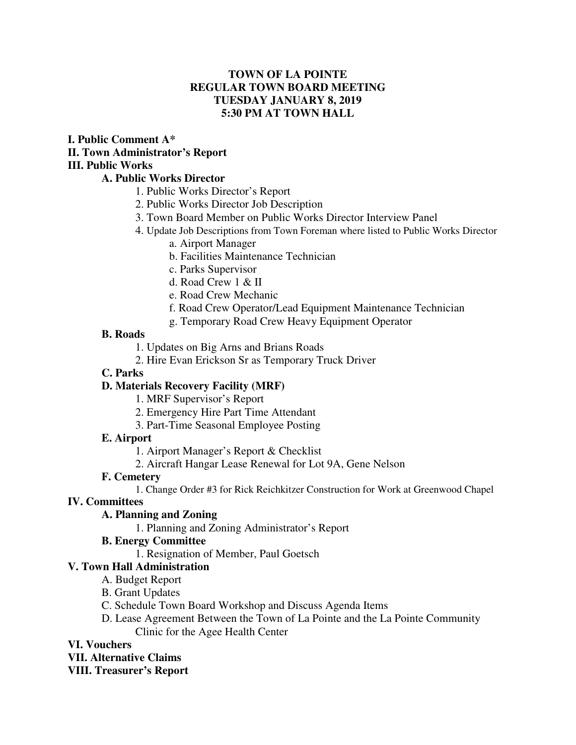**TOWN OF LA POINTE**
**REGULAR TOWN BOARD MEETING**
**TUESDAY JANUARY 8, 2019**
**5:30 PM AT TOWN HALL**

**I. Public Comment A***

**II. Town Administrator's Report**

**III. Public Works**

- **A. Public Works Director**
  1. Public Works Director's Report
  2. Public Works Director Job Description
  3. Town Board Member on Public Works Director Interview Panel
  4. Update Job Descriptions from Town Foreman where listed to Public Works Director
     - a. Airport Manager
     - b. Facilities Maintenance Technician
     - c. Parks Supervisor
     - d. Road Crew 1 & II
     - e. Road Crew Mechanic
     - f. Road Crew Operator/Lead Equipment Maintenance Technician
     - g. Temporary Road Crew Heavy Equipment Operator
- **B. Roads**
  1. Updates on Big Arns and Brians Roads
  2. Hire Evan Erickson Sr as Temporary Truck Driver
- **C. Parks**
- **D. Materials Recovery Facility (MRF)**
  1. MRF Supervisor's Report
  2. Emergency Hire Part Time Attendant
  3. Part-Time Seasonal Employee Posting
- **E. Airport**
  1. Airport Manager's Report & Checklist
  2. Aircraft Hangar Lease Renewal for Lot 9A, Gene Nelson
- **F. Cemetery**
  1. Change Order #3 for Rick Reichkitzer Construction for Work at Greenwood Chapel

**IV. Committees**

- **A. Planning and Zoning**
  1. Planning and Zoning Administrator's Report
- **B. Energy Committee**
  1. Resignation of Member, Paul Goetsch

**V. Town Hall Administration**

- A. Budget Report
- B. Grant Updates
- C. Schedule Town Board Workshop and Discuss Agenda Items
- D. Lease Agreement Between the Town of La Pointe and the La Pointe Community Clinic for the Agee Health Center

**VI. Vouchers**

**VII. Alternative Claims**

**VIII. Treasurer's Report**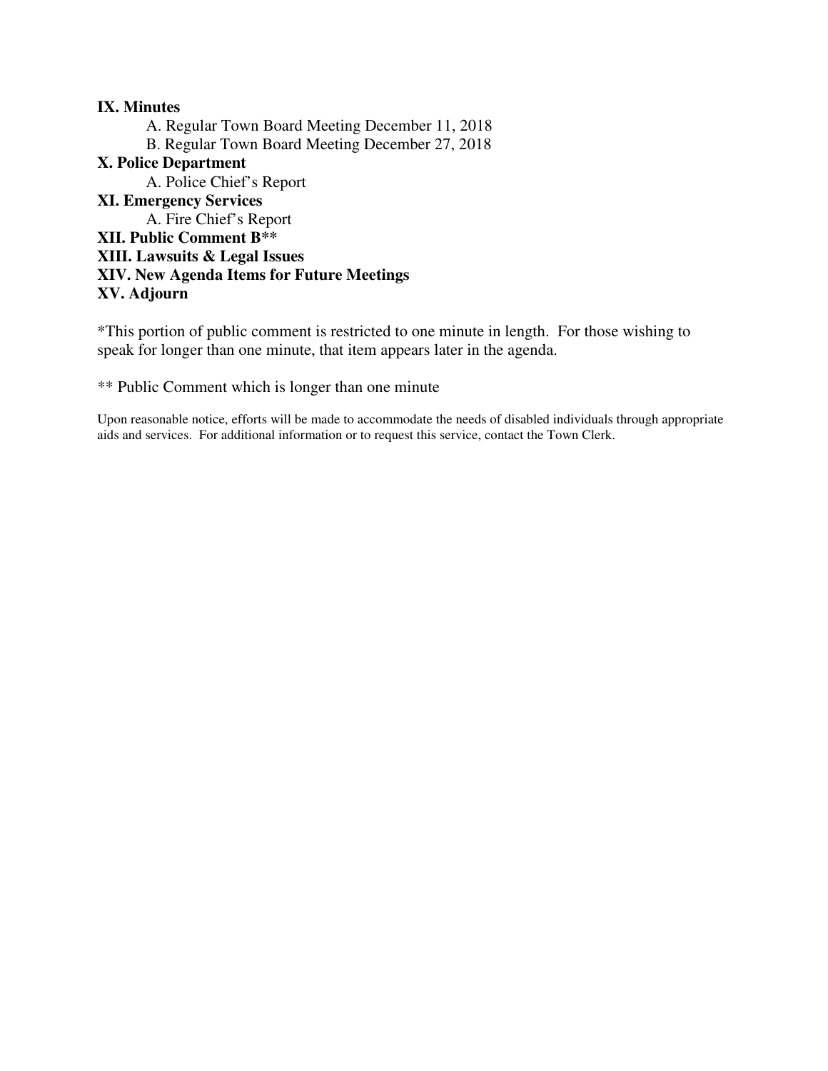**IX. Minutes**

A. Regular Town Board Meeting December 11, 2018

B. Regular Town Board Meeting December 27, 2018

**X. Police Department**

A. Police Chief's Report

**XI. Emergency Services**

A. Fire Chief's Report

**XII. Public Comment B****

**XIII. Lawsuits & Legal Issues**

**XIV. New Agenda Items for Future Meetings**

**XV. Adjourn**

*This portion of public comment is restricted to one minute in length. For those wishing to speak for longer than one minute, that item appears later in the agenda.

** Public Comment which is longer than one minute

Upon reasonable notice, efforts will be made to accommodate the needs of disabled individuals through appropriate aids and services. For additional information or to request this service, contact the Town Clerk.